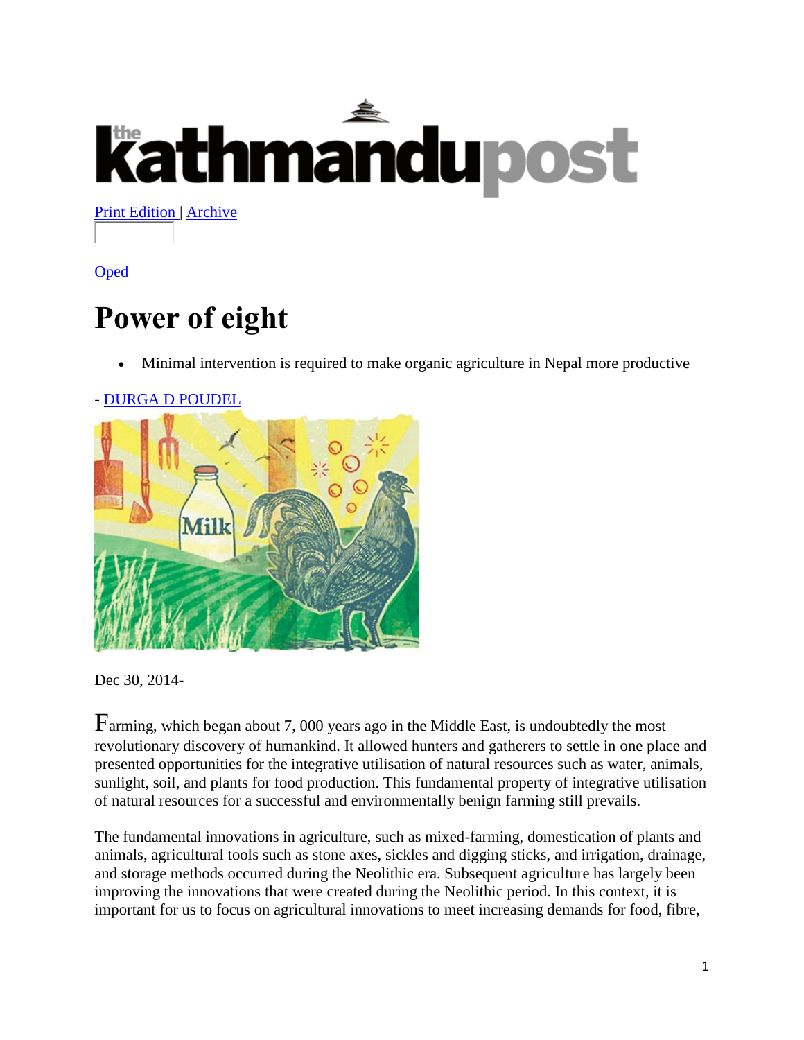# the kathmandupost

Print Edition | Archive

Oped

# Power of eight

- Minimal intervention is required to make organic agriculture in Nepal more productive

- DURGA D POUDEL

Dec 30, 2014-

Farming, which began about 7, 000 years ago in the Middle East, is undoubtedly the most revolutionary discovery of humankind. It allowed hunters and gatherers to settle in one place and presented opportunities for the integrative utilisation of natural resources such as water, animals, sunlight, soil, and plants for food production. This fundamental property of integrative utilisation of natural resources for a successful and environmentally benign farming still prevails.

The fundamental innovations in agriculture, such as mixed-farming, domestication of plants and animals, agricultural tools such as stone axes, sickles and digging sticks, and irrigation, drainage, and storage methods occurred during the Neolithic era. Subsequent agriculture has largely been improving the innovations that were created during the Neolithic period. In this context, it is important for us to focus on agricultural innovations to meet increasing demands for food, fibre,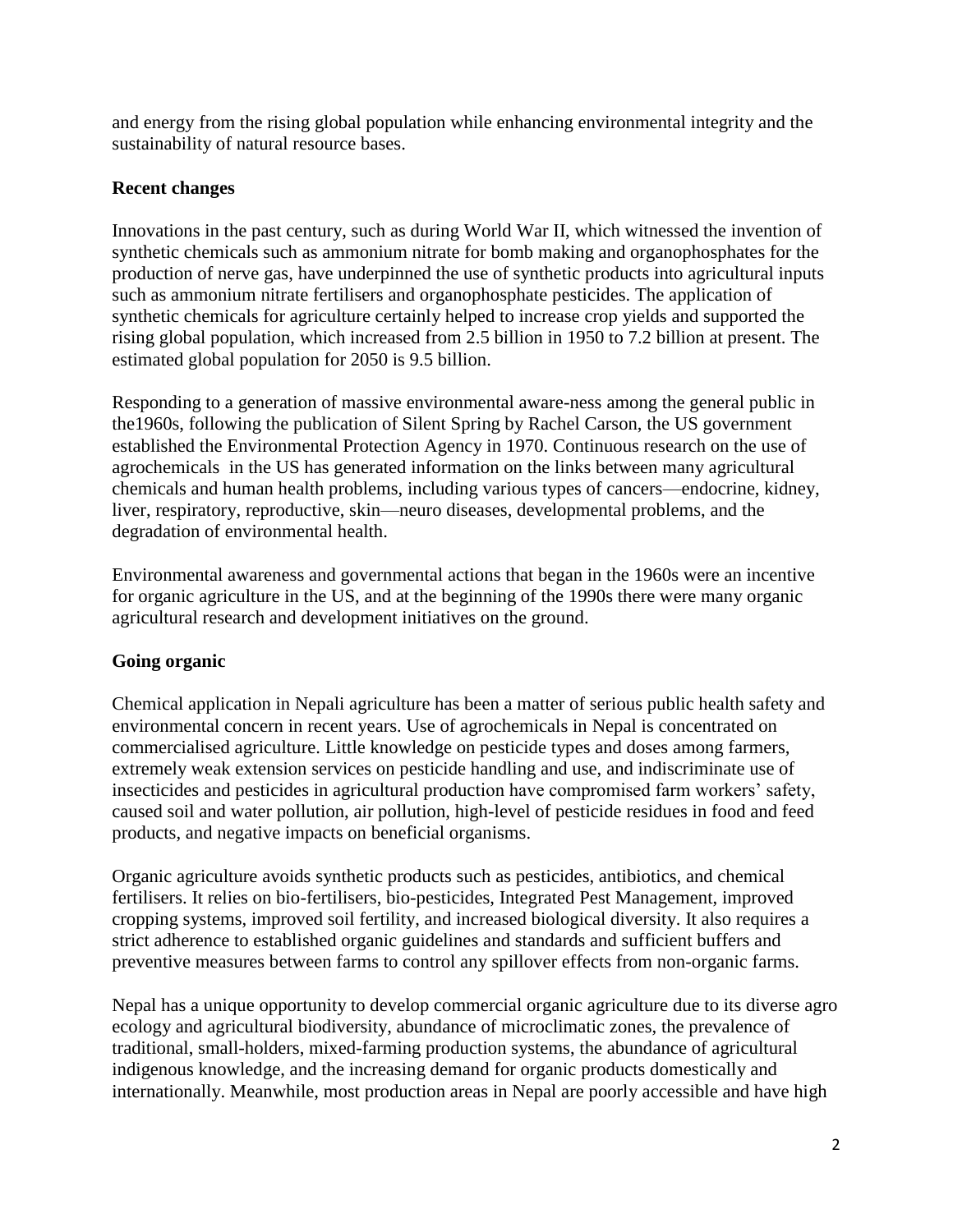and energy from the rising global population while enhancing environmental integrity and the sustainability of natural resource bases.

## Recent changes

Innovations in the past century, such as during World War II, which witnessed the invention of synthetic chemicals such as ammonium nitrate for bomb making and organophosphates for the production of nerve gas, have underpinned the use of synthetic products into agricultural inputs such as ammonium nitrate fertilisers and organophosphate pesticides. The application of synthetic chemicals for agriculture certainly helped to increase crop yields and supported the rising global population, which increased from 2.5 billion in 1950 to 7.2 billion at present. The estimated global population for 2050 is 9.5 billion.

Responding to a generation of massive environmental aware-ness among the general public in the1960s, following the publication of Silent Spring by Rachel Carson, the US government established the Environmental Protection Agency in 1970. Continuous research on the use of agrochemicals in the US has generated information on the links between many agricultural chemicals and human health problems, including various types of cancers—endocrine, kidney, liver, respiratory, reproductive, skin—neuro diseases, developmental problems, and the degradation of environmental health.

Environmental awareness and governmental actions that began in the 1960s were an incentive for organic agriculture in the US, and at the beginning of the 1990s there were many organic agricultural research and development initiatives on the ground.

## Going organic

Chemical application in Nepali agriculture has been a matter of serious public health safety and environmental concern in recent years. Use of agrochemicals in Nepal is concentrated on commercialised agriculture. Little knowledge on pesticide types and doses among farmers, extremely weak extension services on pesticide handling and use, and indiscriminate use of insecticides and pesticides in agricultural production have compromised farm workers' safety, caused soil and water pollution, air pollution, high-level of pesticide residues in food and feed products, and negative impacts on beneficial organisms.

Organic agriculture avoids synthetic products such as pesticides, antibiotics, and chemical fertilisers. It relies on bio-fertilisers, bio-pesticides, Integrated Pest Management, improved cropping systems, improved soil fertility, and increased biological diversity. It also requires a strict adherence to established organic guidelines and standards and sufficient buffers and preventive measures between farms to control any spillover effects from non-organic farms.

Nepal has a unique opportunity to develop commercial organic agriculture due to its diverse agro ecology and agricultural biodiversity, abundance of microclimatic zones, the prevalence of traditional, small-holders, mixed-farming production systems, the abundance of agricultural indigenous knowledge, and the increasing demand for organic products domestically and internationally. Meanwhile, most production areas in Nepal are poorly accessible and have high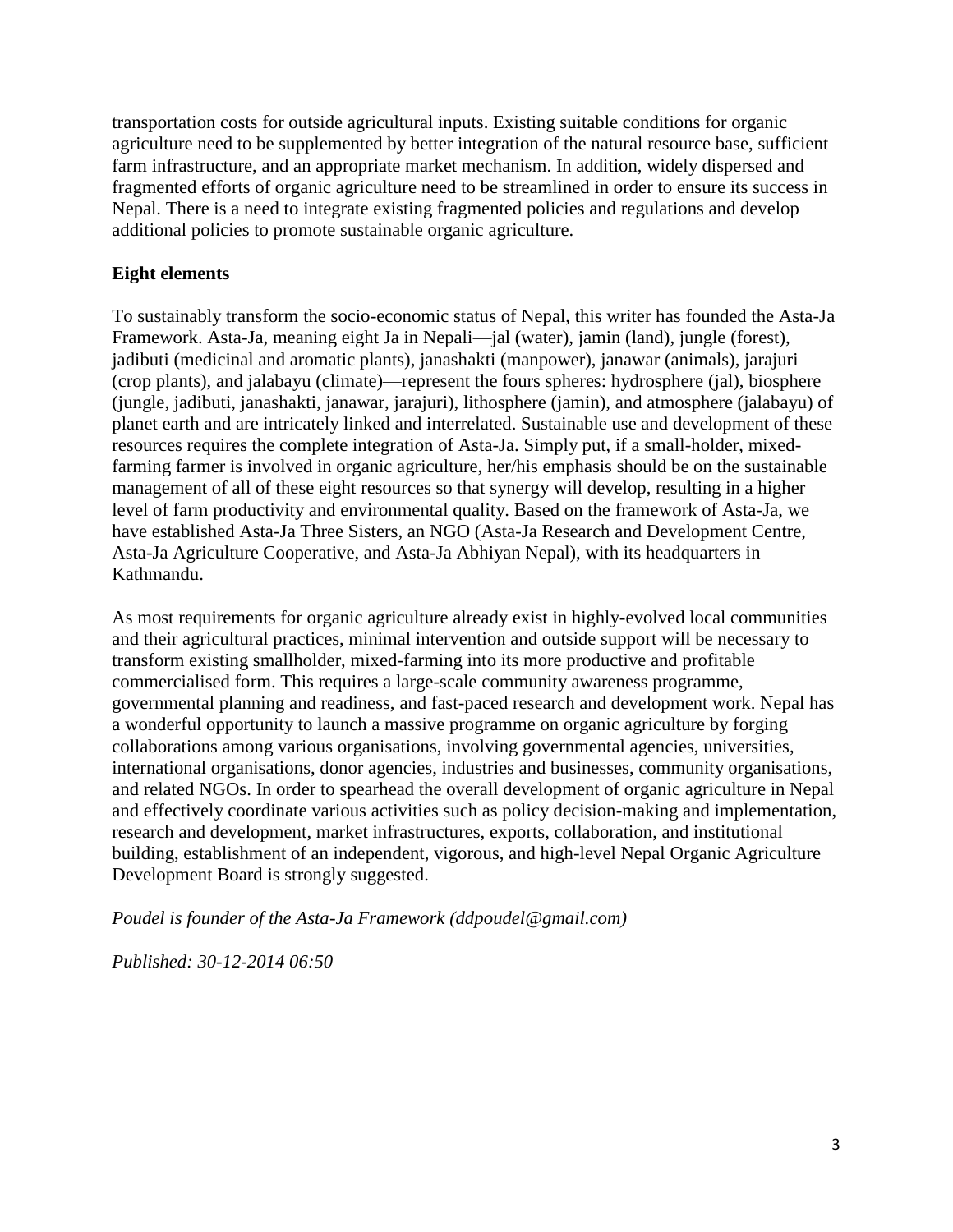transportation costs for outside agricultural inputs. Existing suitable conditions for organic agriculture need to be supplemented by better integration of the natural resource base, sufficient farm infrastructure, and an appropriate market mechanism. In addition, widely dispersed and fragmented efforts of organic agriculture need to be streamlined in order to ensure its success in Nepal. There is a need to integrate existing fragmented policies and regulations and develop additional policies to promote sustainable organic agriculture.

**Eight elements**

To sustainably transform the socio-economic status of Nepal, this writer has founded the Asta-Ja Framework. Asta-Ja, meaning eight Ja in Nepali—jal (water), jamin (land), jungle (forest), jadibuti (medicinal and aromatic plants), janashakti (manpower), janawar (animals), jarajuri (crop plants), and jalabayu (climate)—represent the fours spheres: hydrosphere (jal), biosphere (jungle, jadibuti, janashakti, janawar, jarajuri), lithosphere (jamin), and atmosphere (jalabayu) of planet earth and are intricately linked and interrelated. Sustainable use and development of these resources requires the complete integration of Asta-Ja. Simply put, if a small-holder, mixed-farming farmer is involved in organic agriculture, her/his emphasis should be on the sustainable management of all of these eight resources so that synergy will develop, resulting in a higher level of farm productivity and environmental quality. Based on the framework of Asta-Ja, we have established Asta-Ja Three Sisters, an NGO (Asta-Ja Research and Development Centre, Asta-Ja Agriculture Cooperative, and Asta-Ja Abhiyan Nepal), with its headquarters in Kathmandu.

As most requirements for organic agriculture already exist in highly-evolved local communities and their agricultural practices, minimal intervention and outside support will be necessary to transform existing smallholder, mixed-farming into its more productive and profitable commercialised form. This requires a large-scale community awareness programme, governmental planning and readiness, and fast-paced research and development work. Nepal has a wonderful opportunity to launch a massive programme on organic agriculture by forging collaborations among various organisations, involving governmental agencies, universities, international organisations, donor agencies, industries and businesses, community organisations, and related NGOs. In order to spearhead the overall development of organic agriculture in Nepal and effectively coordinate various activities such as policy decision-making and implementation, research and development, market infrastructures, exports, collaboration, and institutional building, establishment of an independent, vigorous, and high-level Nepal Organic Agriculture Development Board is strongly suggested.

*Poudel is founder of the Asta-Ja Framework (ddpoudel@gmail.com)*

*Published: 30-12-2014 06:50*